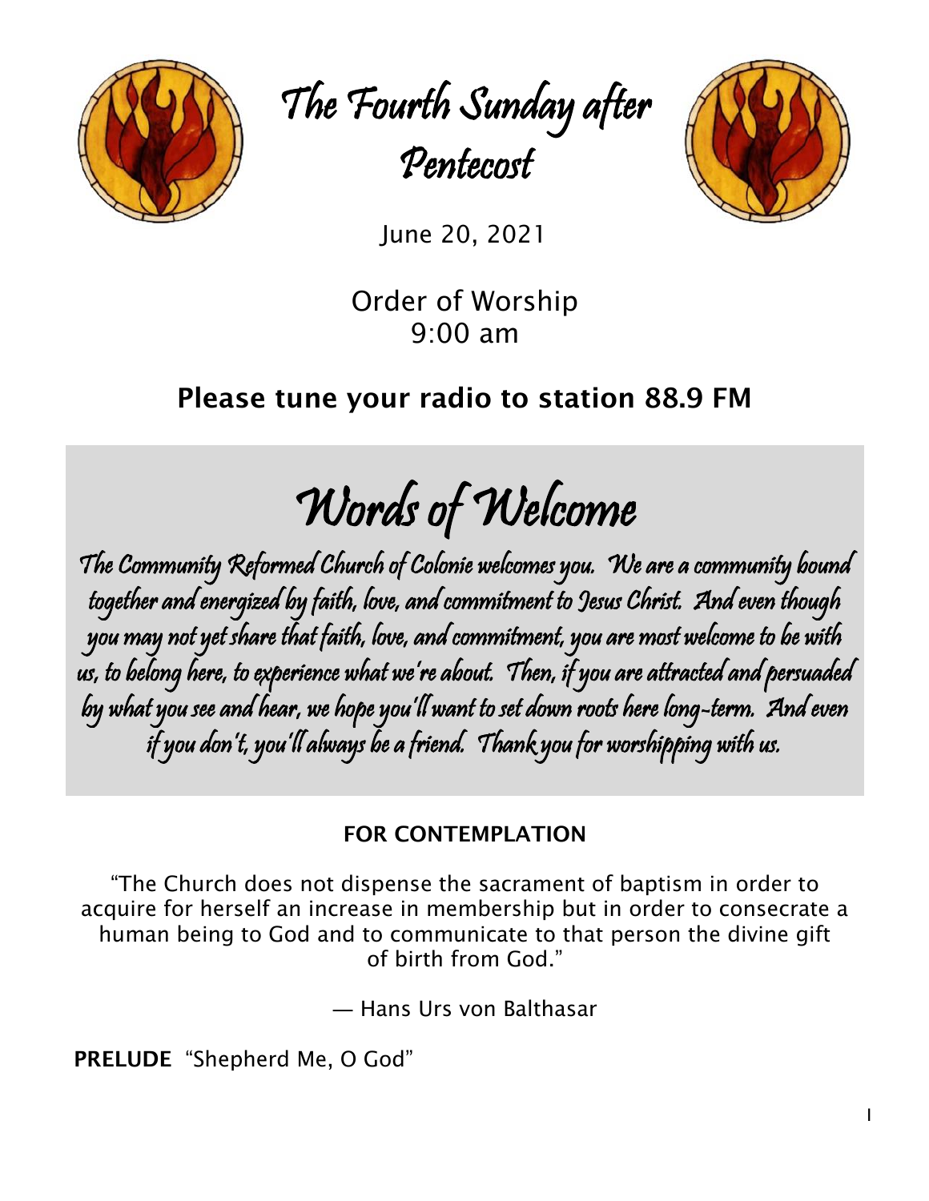# The Fourth Sunday after Pentecost

June 20, 2021

Order of Worship
9:00 am

**Please tune your radio to station 88.9 FM**

## Words of Welcome

The Community Reformed Church of Colonie welcomes you. We are a community bound together and energized by faith, love, and commitment to Jesus Christ. And even though you may not yet share that faith, love, and commitment, you are most welcome to be with us, to belong here, to experience what we're about. Then, if you are attracted and persuaded by what you see and hear, we hope you'll want to set down roots here long-term. And even if you don't, you'll always be a friend. Thank you for worshipping with us.

**FOR CONTEMPLATION**

"The Church does not dispense the sacrament of baptism in order to acquire for herself an increase in membership but in order to consecrate a human being to God and to communicate to that person the divine gift of birth from God."

— Hans Urs von Balthasar

**PRELUDE** "Shepherd Me, O God"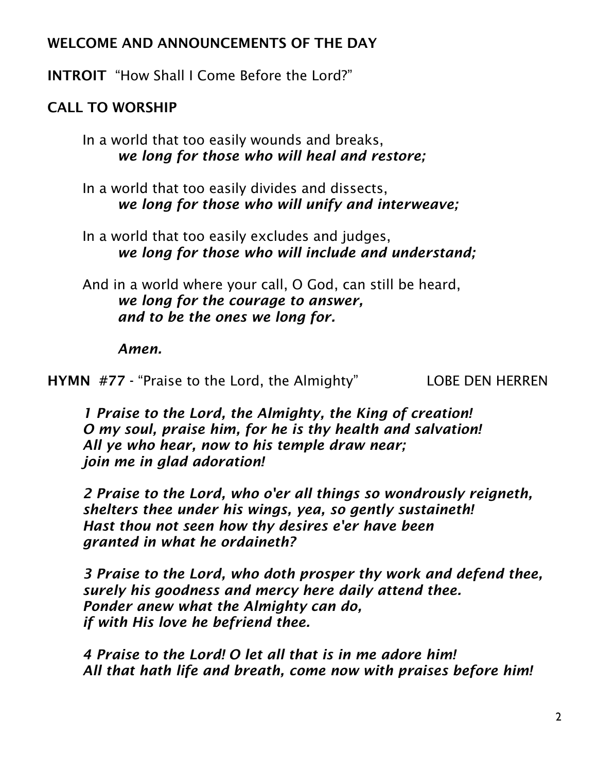**WELCOME AND ANNOUNCEMENTS OF THE DAY**

**INTROIT** "How Shall I Come Before the Lord?"

**CALL TO WORSHIP**

In a world that too easily wounds and breaks,
*we long for those who will heal and restore;*

In a world that too easily divides and dissects,
*we long for those who will unify and interweave;*

In a world that too easily excludes and judges,
*we long for those who will include and understand;*

And in a world where your call, O God, can still be heard,
*we long for the courage to answer,*
*and to be the ones we long for.*

*Amen.*

**HYMN** #77 - "Praise to the Lord, the Almighty" LOBE DEN HERREN

*1 Praise to the Lord, the Almighty, the King of creation!*
*O my soul, praise him, for he is thy health and salvation!*
*All ye who hear, now to his temple draw near;*
*join me in glad adoration!*

*2 Praise to the Lord, who o'er all things so wondrously reigneth,*
*shelters thee under his wings, yea, so gently sustaineth!*
*Hast thou not seen how thy desires e'er have been*
*granted in what he ordaineth?*

*3 Praise to the Lord, who doth prosper thy work and defend thee,*
*surely his goodness and mercy here daily attend thee.*
*Ponder anew what the Almighty can do,*
*if with His love he befriend thee.*

*4 Praise to the Lord! O let all that is in me adore him!*
*All that hath life and breath, come now with praises before him!*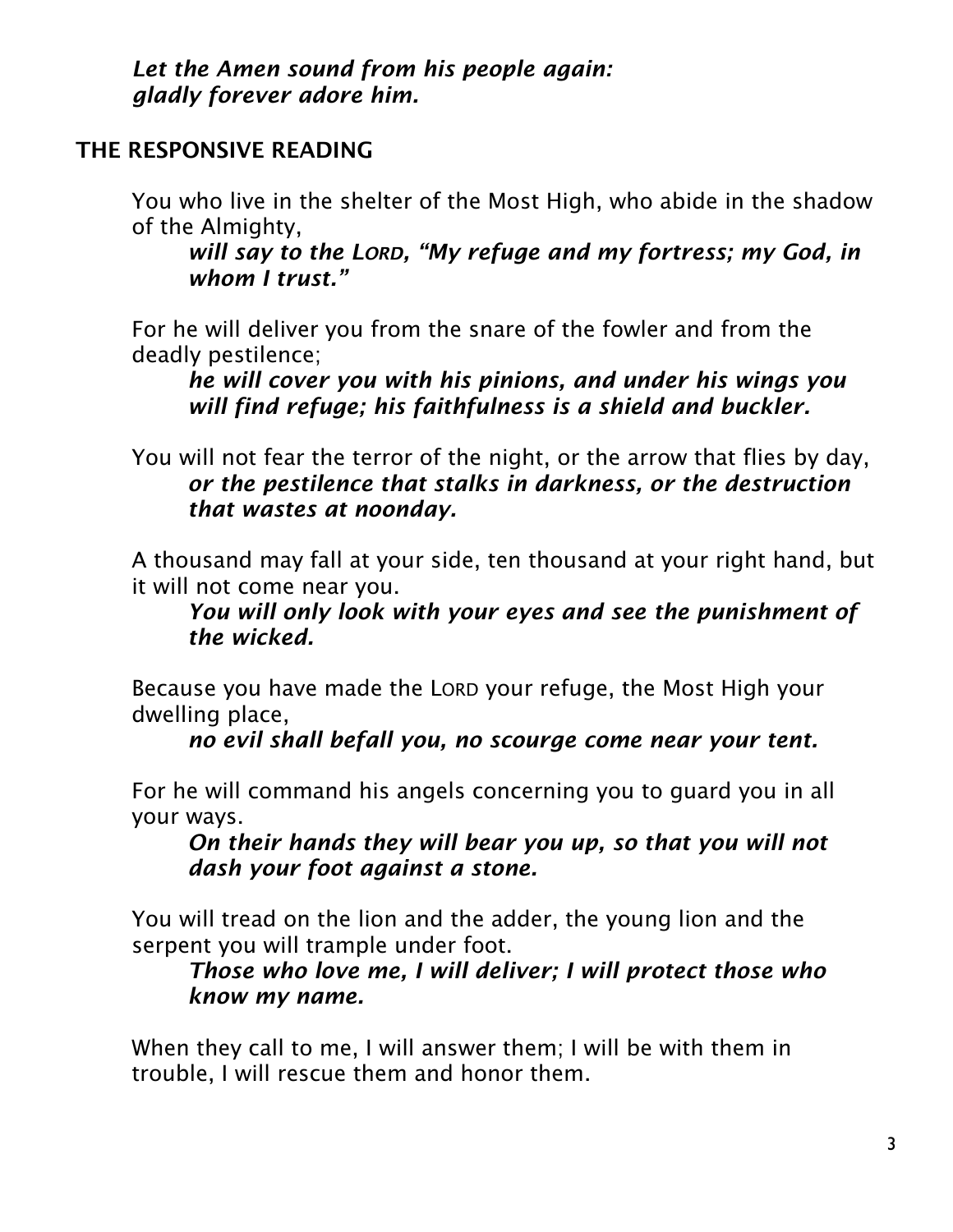*Let the Amen sound from his people again:*
*gladly forever adore him.*

## THE RESPONSIVE READING

You who live in the shelter of the Most High, who abide in the shadow of the Almighty,

***will say to the LORD, "My refuge and my fortress; my God, in whom I trust."***

For he will deliver you from the snare of the fowler and from the deadly pestilence;

***he will cover you with his pinions, and under his wings you will find refuge; his faithfulness is a shield and buckler.***

You will not fear the terror of the night, or the arrow that flies by day,

***or the pestilence that stalks in darkness, or the destruction that wastes at noonday.***

A thousand may fall at your side, ten thousand at your right hand, but it will not come near you.

***You will only look with your eyes and see the punishment of the wicked.***

Because you have made the LORD your refuge, the Most High your dwelling place,

***no evil shall befall you, no scourge come near your tent.***

For he will command his angels concerning you to guard you in all your ways.

***On their hands they will bear you up, so that you will not dash your foot against a stone.***

You will tread on the lion and the adder, the young lion and the serpent you will trample under foot.

***Those who love me, I will deliver; I will protect those who know my name.***

When they call to me, I will answer them; I will be with them in trouble, I will rescue them and honor them.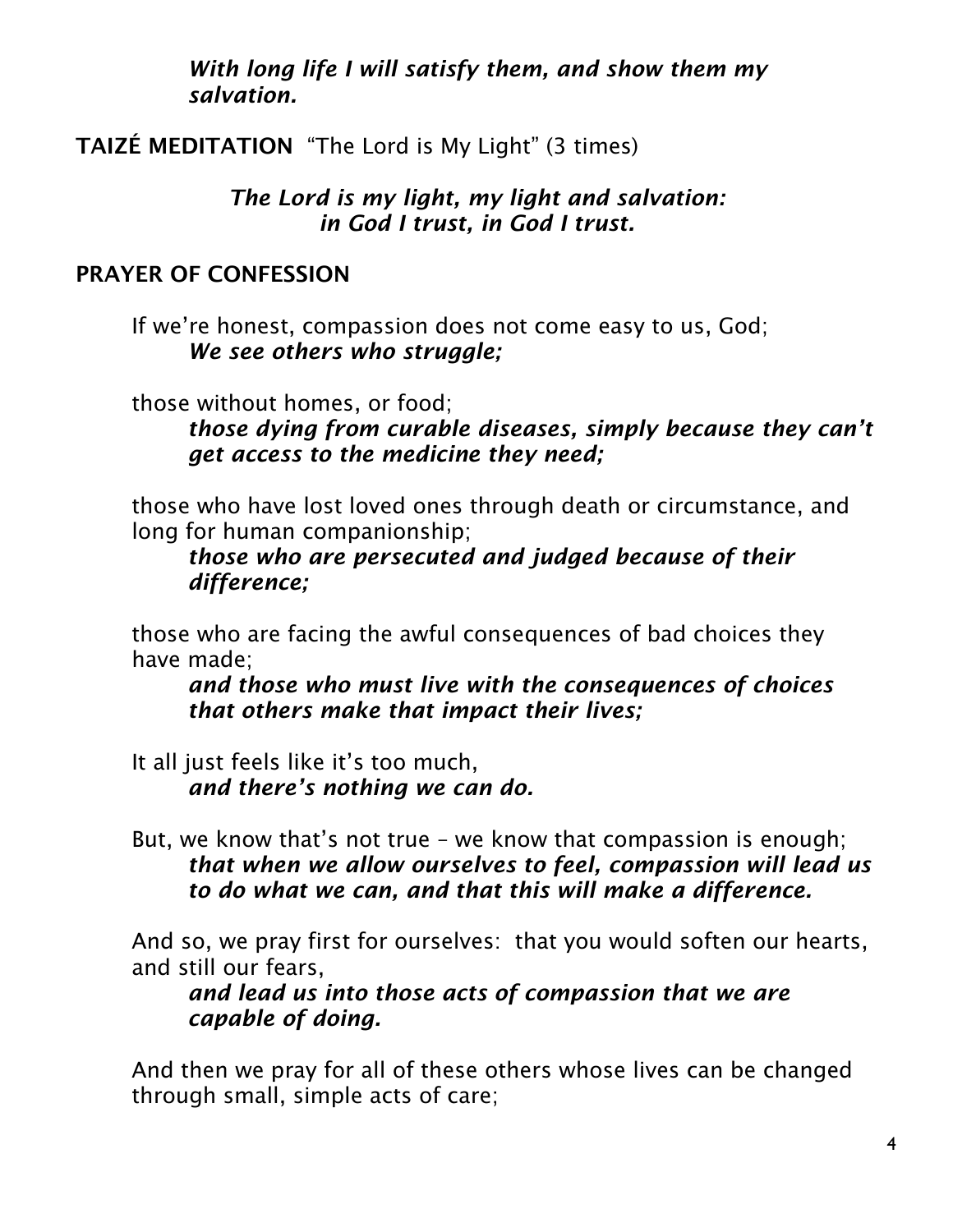***With long life I will satisfy them, and show them my salvation.***

**TAIZÉ MEDITATION** "The Lord is My Light" (3 times)

***The Lord is my light, my light and salvation:***
***in God I trust, in God I trust.***

**PRAYER OF CONFESSION**

If we're honest, compassion does not come easy to us, God;
***We see others who struggle;***

those without homes, or food;
***those dying from curable diseases, simply because they can't get access to the medicine they need;***

those who have lost loved ones through death or circumstance, and long for human companionship;
***those who are persecuted and judged because of their difference;***

those who are facing the awful consequences of bad choices they have made;
***and those who must live with the consequences of choices that others make that impact their lives;***

It all just feels like it's too much,
***and there's nothing we can do.***

But, we know that's not true – we know that compassion is enough;
***that when we allow ourselves to feel, compassion will lead us to do what we can, and that this will make a difference.***

And so, we pray first for ourselves: that you would soften our hearts, and still our fears,
***and lead us into those acts of compassion that we are capable of doing.***

And then we pray for all of these others whose lives can be changed through small, simple acts of care;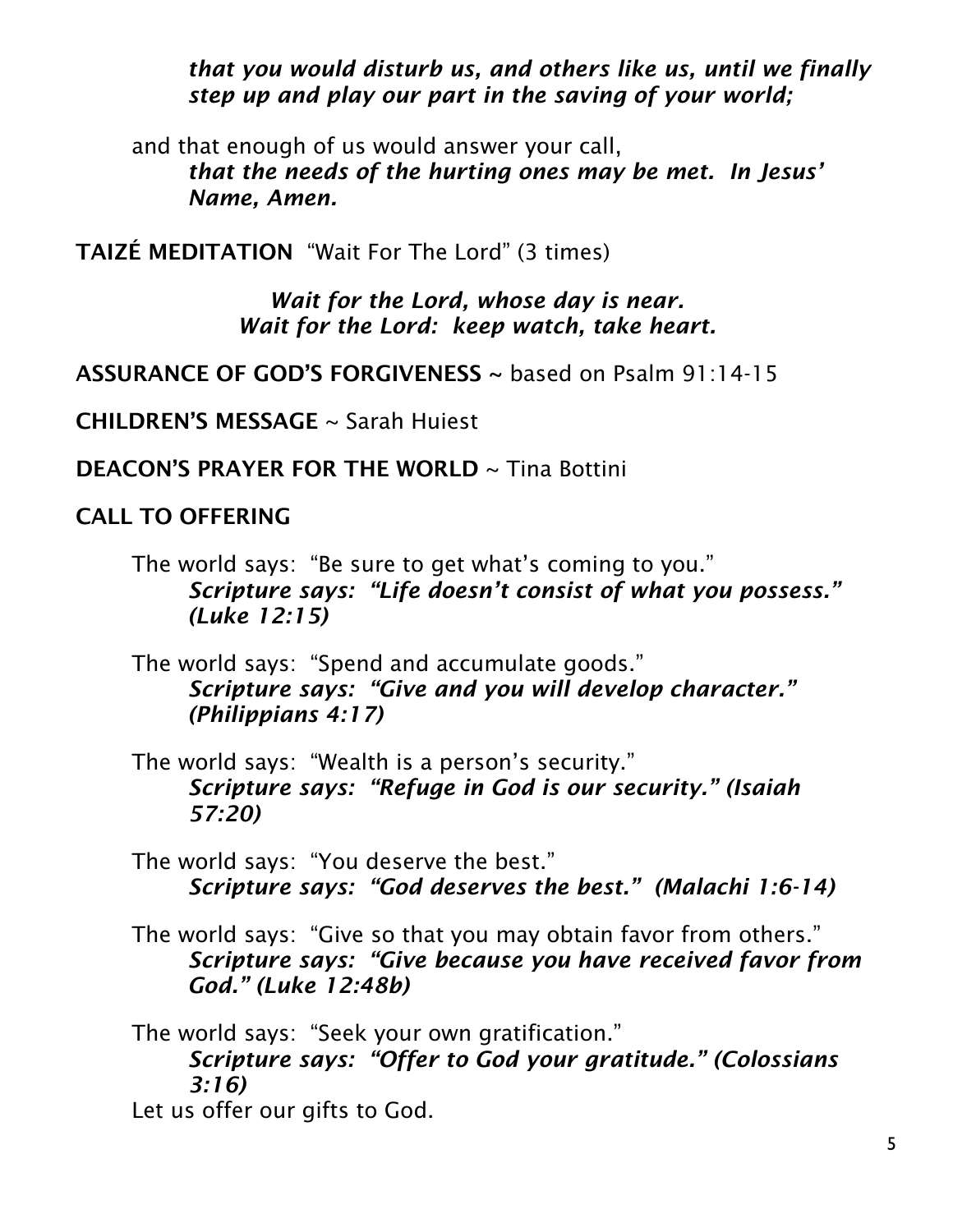***that you would disturb us, and others like us, until we finally step up and play our part in the saving of your world;***

and that enough of us would answer your call,
***that the needs of the hurting ones may be met. In Jesus' Name, Amen.***

**TAIZÉ MEDITATION** "Wait For The Lord" (3 times)

***Wait for the Lord, whose day is near.***
***Wait for the Lord: keep watch, take heart.***

**ASSURANCE OF GOD'S FORGIVENESS** ~ based on Psalm 91:14-15

**CHILDREN'S MESSAGE** ~ Sarah Huiest

**DEACON'S PRAYER FOR THE WORLD** ~ Tina Bottini

**CALL TO OFFERING**

The world says: "Be sure to get what's coming to you."
***Scripture says: "Life doesn't consist of what you possess." (Luke 12:15)***

The world says: "Spend and accumulate goods."
***Scripture says: "Give and you will develop character." (Philippians 4:17)***

The world says: "Wealth is a person's security."
***Scripture says: "Refuge in God is our security." (Isaiah 57:20)***

The world says: "You deserve the best."
***Scripture says: "God deserves the best." (Malachi 1:6-14)***

The world says: "Give so that you may obtain favor from others."
***Scripture says: "Give because you have received favor from God." (Luke 12:48b)***

The world says: "Seek your own gratification."
***Scripture says: "Offer to God your gratitude." (Colossians 3:16)***

Let us offer our gifts to God.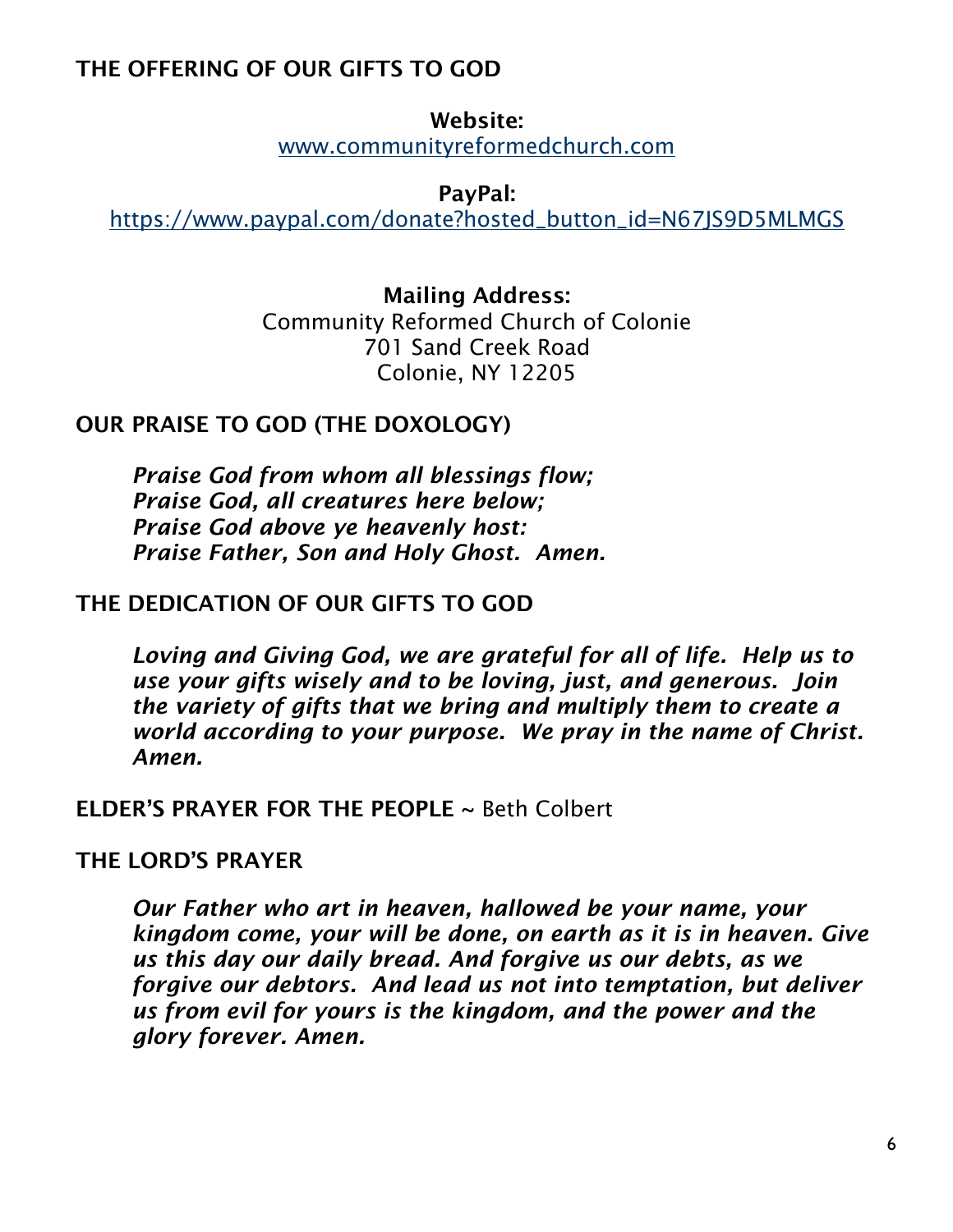## THE OFFERING OF OUR GIFTS TO GOD

**Website:**
www.communityreformedchurch.com

**PayPal:**
https://www.paypal.com/donate?hosted_button_id=N67JS9D5MLMGS

**Mailing Address:**
Community Reformed Church of Colonie
701 Sand Creek Road
Colonie, NY 12205

## OUR PRAISE TO GOD (THE DOXOLOGY)

***Praise God from whom all blessings flow;***
***Praise God, all creatures here below;***
***Praise God above ye heavenly host:***
***Praise Father, Son and Holy Ghost. Amen.***

## THE DEDICATION OF OUR GIFTS TO GOD

***Loving and Giving God, we are grateful for all of life. Help us to use your gifts wisely and to be loving, just, and generous. Join the variety of gifts that we bring and multiply them to create a world according to your purpose. We pray in the name of Christ. Amen.***

**ELDER'S PRAYER FOR THE PEOPLE** ~ Beth Colbert

## THE LORD'S PRAYER

***Our Father who art in heaven, hallowed be your name, your kingdom come, your will be done, on earth as it is in heaven. Give us this day our daily bread. And forgive us our debts, as we forgive our debtors. And lead us not into temptation, but deliver us from evil for yours is the kingdom, and the power and the glory forever. Amen.***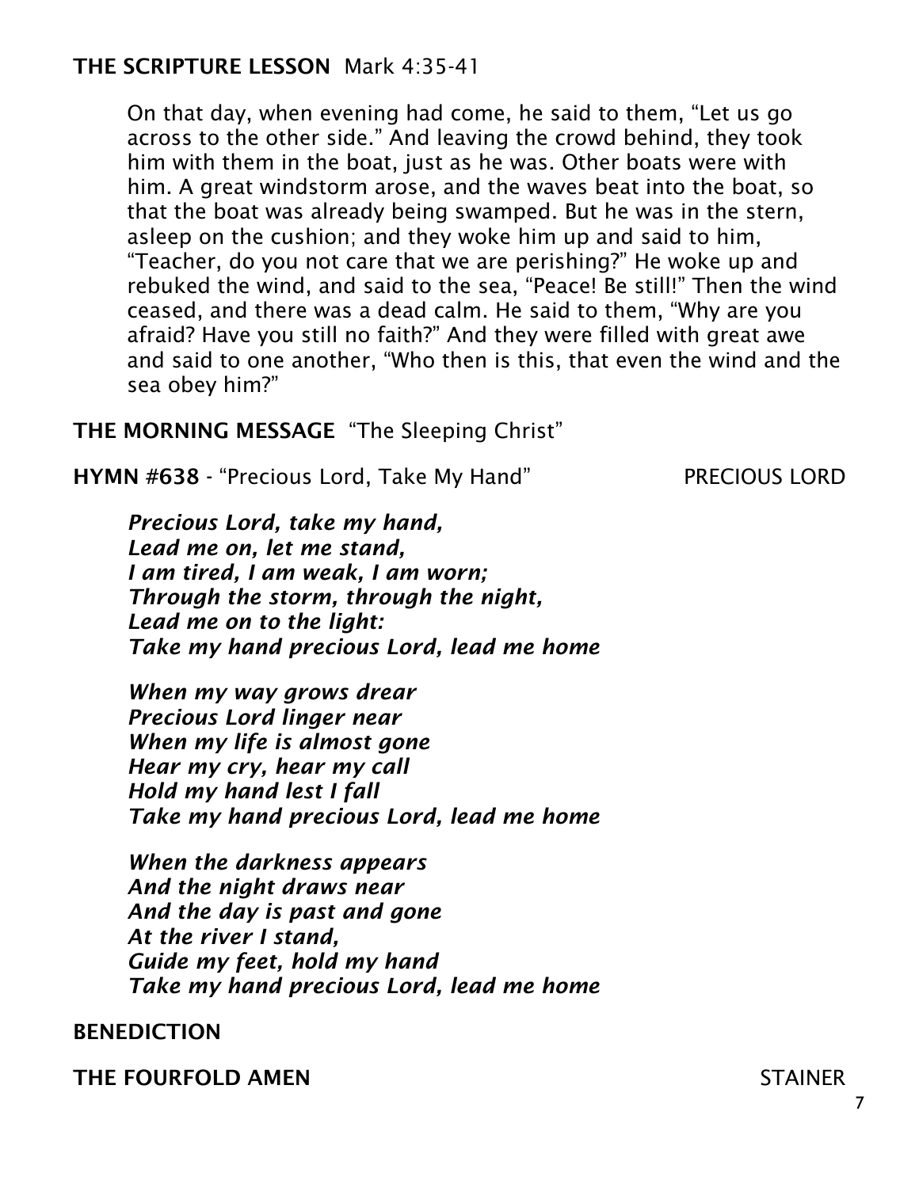**THE SCRIPTURE LESSON** Mark 4:35-41

On that day, when evening had come, he said to them, "Let us go across to the other side." And leaving the crowd behind, they took him with them in the boat, just as he was. Other boats were with him. A great windstorm arose, and the waves beat into the boat, so that the boat was already being swamped. But he was in the stern, asleep on the cushion; and they woke him up and said to him, "Teacher, do you not care that we are perishing?" He woke up and rebuked the wind, and said to the sea, "Peace! Be still!" Then the wind ceased, and there was a dead calm. He said to them, "Why are you afraid? Have you still no faith?" And they were filled with great awe and said to one another, "Who then is this, that even the wind and the sea obey him?"

**THE MORNING MESSAGE** "The Sleeping Christ"

**HYMN #638** - "Precious Lord, Take My Hand" PRECIOUS LORD

***Precious Lord, take my hand,***
***Lead me on, let me stand,***
***I am tired, I am weak, I am worn;***
***Through the storm, through the night,***
***Lead me on to the light:***
***Take my hand precious Lord, lead me home***

***When my way grows drear***
***Precious Lord linger near***
***When my life is almost gone***
***Hear my cry, hear my call***
***Hold my hand lest I fall***
***Take my hand precious Lord, lead me home***

***When the darkness appears***
***And the night draws near***
***And the day is past and gone***
***At the river I stand,***
***Guide my feet, hold my hand***
***Take my hand precious Lord, lead me home***

**BENEDICTION**

**THE FOURFOLD AMEN** STAINER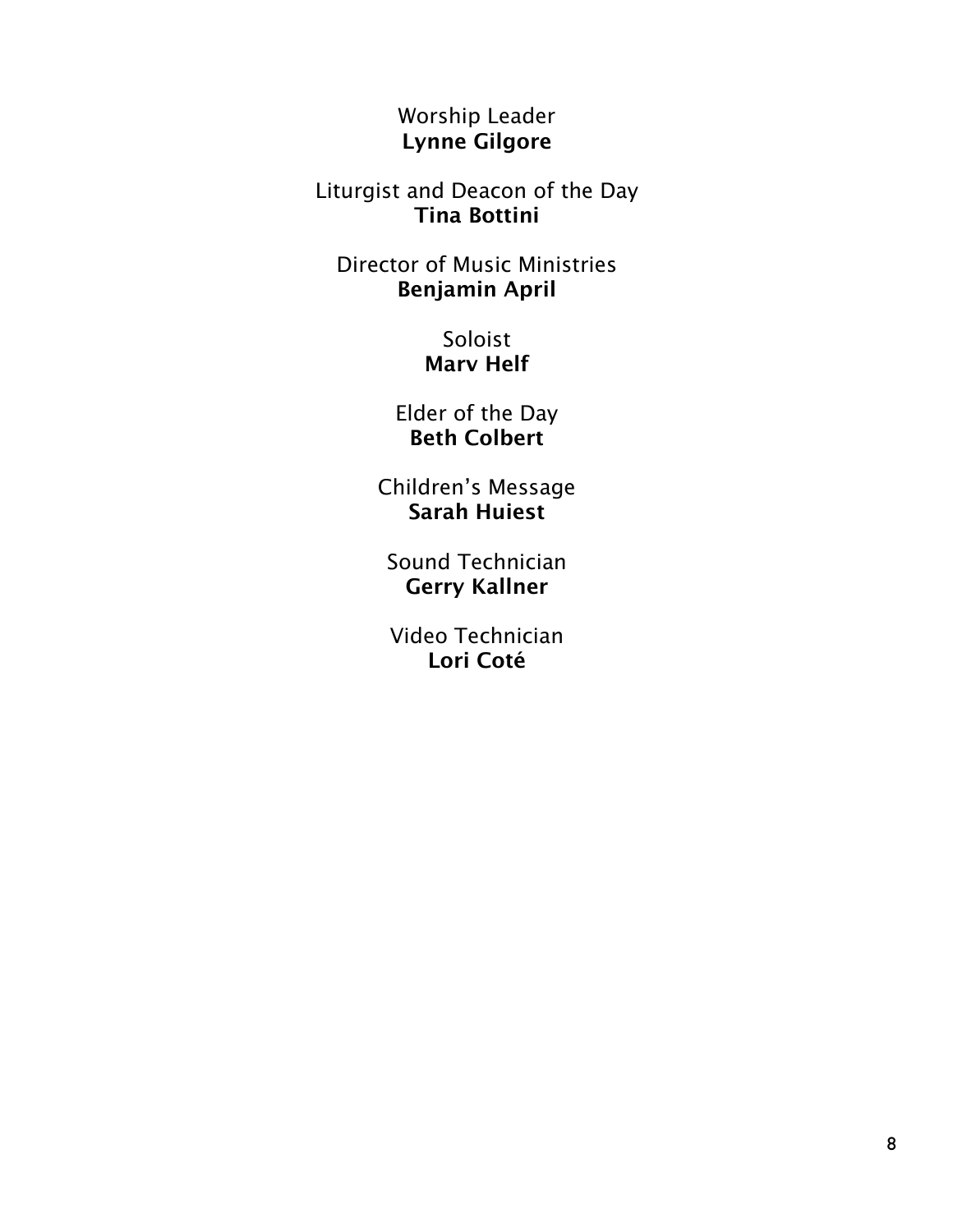Worship Leader
**Lynne Gilgore**

Liturgist and Deacon of the Day
**Tina Bottini**

Director of Music Ministries
**Benjamin April**

Soloist
**Marv Helf**

Elder of the Day
**Beth Colbert**

Children's Message
**Sarah Huiest**

Sound Technician
**Gerry Kallner**

Video Technician
**Lori Coté**